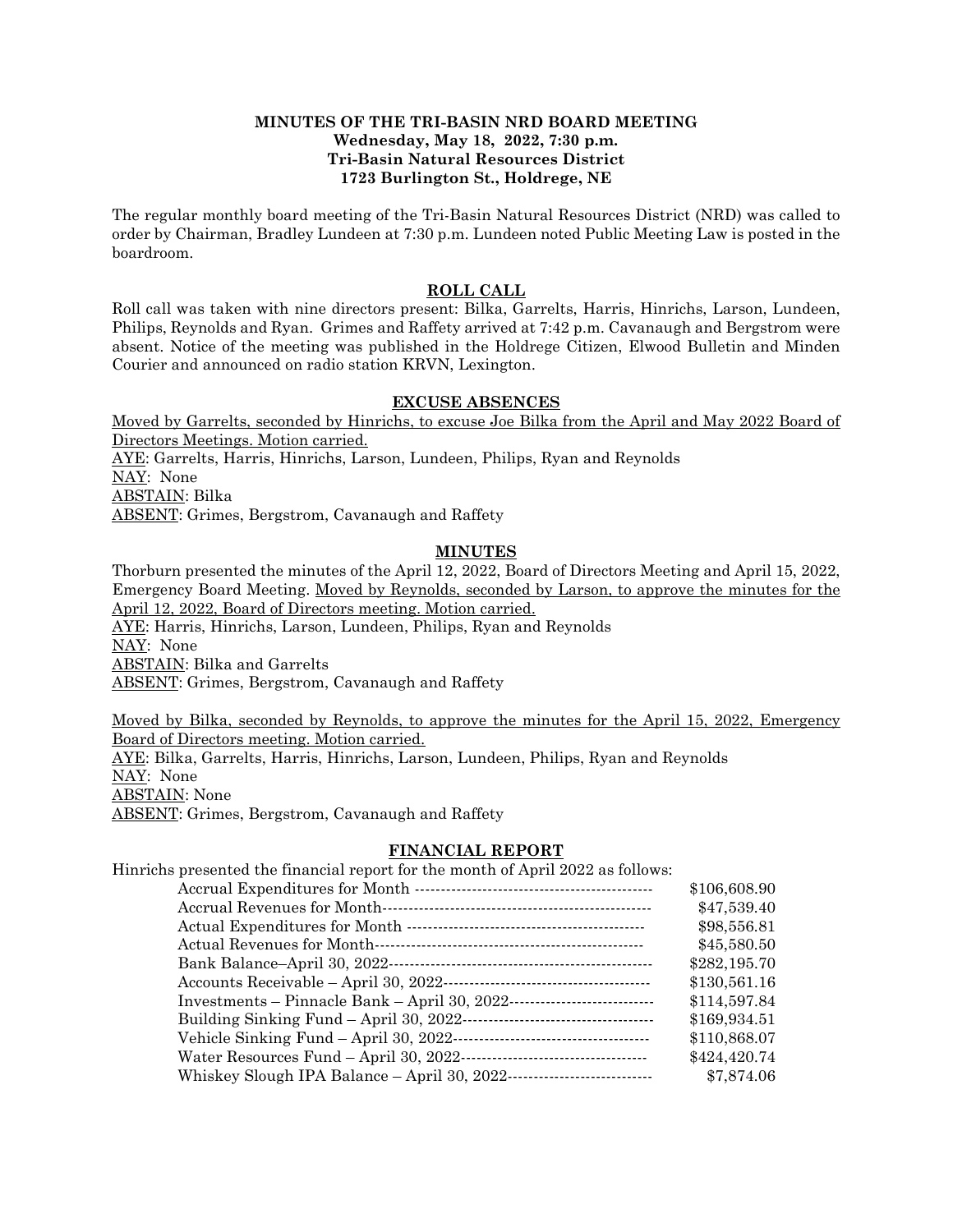**MINUTES OF THE TRI-BASIN NRD BOARD MEETING**
**Wednesday, May 18, 2022, 7:30 p.m.**
**Tri-Basin Natural Resources District**
**1723 Burlington St., Holdrege, NE**

The regular monthly board meeting of the Tri-Basin Natural Resources District (NRD) was called to order by Chairman, Bradley Lundeen at 7:30 p.m. Lundeen noted Public Meeting Law is posted in the boardroom.

## ROLL CALL

Roll call was taken with nine directors present: Bilka, Garrelts, Harris, Hinrichs, Larson, Lundeen, Philips, Reynolds and Ryan. Grimes and Raffety arrived at 7:42 p.m. Cavanaugh and Bergstrom were absent. Notice of the meeting was published in the Holdrege Citizen, Elwood Bulletin and Minden Courier and announced on radio station KRVN, Lexington.

## EXCUSE ABSENCES

Moved by Garrelts, seconded by Hinrichs, to excuse Joe Bilka from the April and May 2022 Board of Directors Meetings. Motion carried.
AYE: Garrelts, Harris, Hinrichs, Larson, Lundeen, Philips, Ryan and Reynolds
NAY: None
ABSTAIN: Bilka
ABSENT: Grimes, Bergstrom, Cavanaugh and Raffety

## MINUTES

Thorburn presented the minutes of the April 12, 2022, Board of Directors Meeting and April 15, 2022, Emergency Board Meeting. Moved by Reynolds, seconded by Larson, to approve the minutes for the April 12, 2022, Board of Directors meeting. Motion carried.
AYE: Harris, Hinrichs, Larson, Lundeen, Philips, Ryan and Reynolds
NAY: None
ABSTAIN: Bilka and Garrelts
ABSENT: Grimes, Bergstrom, Cavanaugh and Raffety

Moved by Bilka, seconded by Reynolds, to approve the minutes for the April 15, 2022, Emergency Board of Directors meeting. Motion carried.
AYE: Bilka, Garrelts, Harris, Hinrichs, Larson, Lundeen, Philips, Ryan and Reynolds
NAY: None
ABSTAIN: None
ABSENT: Grimes, Bergstrom, Cavanaugh and Raffety

## FINANCIAL REPORT

Hinrichs presented the financial report for the month of April 2022 as follows:

| | |
|---|---|
| Accrual Expenditures for Month | $106,608.90 |
| Accrual Revenues for Month | $47,539.40 |
| Actual Expenditures for Month | $98,556.81 |
| Actual Revenues for Month | $45,580.50 |
| Bank Balance–April 30, 2022 | $282,195.70 |
| Accounts Receivable – April 30, 2022 | $130,561.16 |
| Investments – Pinnacle Bank – April 30, 2022 | $114,597.84 |
| Building Sinking Fund – April 30, 2022 | $169,934.51 |
| Vehicle Sinking Fund – April 30, 2022 | $110,868.07 |
| Water Resources Fund – April 30, 2022 | $424,420.74 |
| Whiskey Slough IPA Balance – April 30, 2022 | $7,874.06 |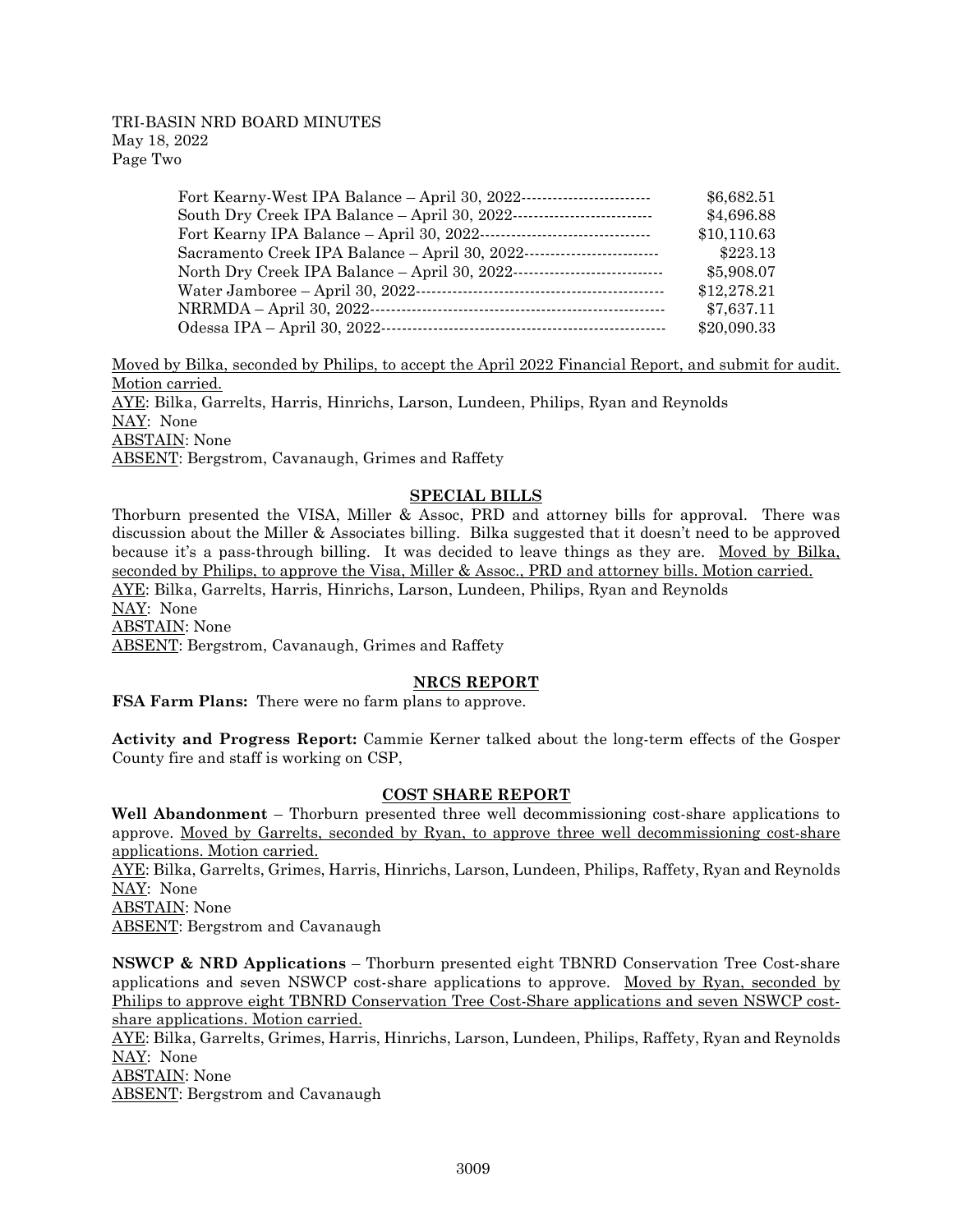Fort Kearny-West IPA Balance – April 30, 2022------------------------ $6,682.51
South Dry Creek IPA Balance – April 30, 2022-------------------------- $4,696.88
Fort Kearny IPA Balance – April 30, 2022-------------------------------- $10,110.63
Sacramento Creek IPA Balance – April 30, 2022------------------------- $223.13
North Dry Creek IPA Balance – April 30, 2022---------------------------- $5,908.07
Water Jamboree – April 30, 2022--------------------------------------------- $12,278.21
NRRMDA – April 30, 2022------------------------------------------------------ $7,637.11
Odessa IPA – April 30, 2022---------------------------------------------------- $20,090.33

Moved by Bilka, seconded by Philips, to accept the April 2022 Financial Report, and submit for audit. Motion carried.
AYE: Bilka, Garrelts, Harris, Hinrichs, Larson, Lundeen, Philips, Ryan and Reynolds
NAY: None
ABSTAIN: None
ABSENT: Bergstrom, Cavanaugh, Grimes and Raffety

## SPECIAL BILLS

Thorburn presented the VISA, Miller & Assoc, PRD and attorney bills for approval. There was discussion about the Miller & Associates billing. Bilka suggested that it doesn't need to be approved because it's a pass-through billing. It was decided to leave things as they are. Moved by Bilka, seconded by Philips, to approve the Visa, Miller & Assoc., PRD and attorney bills. Motion carried.
AYE: Bilka, Garrelts, Harris, Hinrichs, Larson, Lundeen, Philips, Ryan and Reynolds
NAY: None
ABSTAIN: None
ABSENT: Bergstrom, Cavanaugh, Grimes and Raffety

## NRCS REPORT

**FSA Farm Plans:** There were no farm plans to approve.

**Activity and Progress Report:** Cammie Kerner talked about the long-term effects of the Gosper County fire and staff is working on CSP,

## COST SHARE REPORT

**Well Abandonment** – Thorburn presented three well decommissioning cost-share applications to approve. Moved by Garrelts, seconded by Ryan, to approve three well decommissioning cost-share applications. Motion carried.
AYE: Bilka, Garrelts, Grimes, Harris, Hinrichs, Larson, Lundeen, Philips, Raffety, Ryan and Reynolds
NAY: None
ABSTAIN: None
ABSENT: Bergstrom and Cavanaugh

**NSWCP & NRD Applications** – Thorburn presented eight TBNRD Conservation Tree Cost-share applications and seven NSWCP cost-share applications to approve. Moved by Ryan, seconded by Philips to approve eight TBNRD Conservation Tree Cost-Share applications and seven NSWCP cost-share applications. Motion carried.
AYE: Bilka, Garrelts, Grimes, Harris, Hinrichs, Larson, Lundeen, Philips, Raffety, Ryan and Reynolds
NAY: None
ABSTAIN: None
ABSENT: Bergstrom and Cavanaugh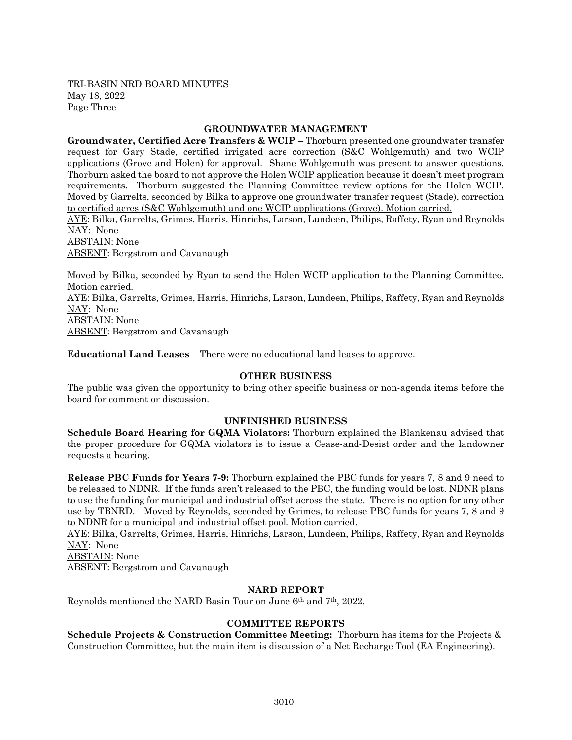## GROUNDWATER MANAGEMENT

**Groundwater, Certified Acre Transfers & WCIP** – Thorburn presented one groundwater transfer request for Gary Stade, certified irrigated acre correction (S&C Wohlgemuth) and two WCIP applications (Grove and Holen) for approval. Shane Wohlgemuth was present to answer questions. Thorburn asked the board to not approve the Holen WCIP application because it doesn't meet program requirements. Thorburn suggested the Planning Committee review options for the Holen WCIP. Moved by Garrelts, seconded by Bilka to approve one groundwater transfer request (Stade), correction to certified acres (S&C Wohlgemuth) and one WCIP applications (Grove). Motion carried.

AYE: Bilka, Garrelts, Grimes, Harris, Hinrichs, Larson, Lundeen, Philips, Raffety, Ryan and Reynolds
NAY: None
ABSTAIN: None
ABSENT: Bergstrom and Cavanaugh

Moved by Bilka, seconded by Ryan to send the Holen WCIP application to the Planning Committee. Motion carried.

AYE: Bilka, Garrelts, Grimes, Harris, Hinrichs, Larson, Lundeen, Philips, Raffety, Ryan and Reynolds
NAY: None
ABSTAIN: None
ABSENT: Bergstrom and Cavanaugh

**Educational Land Leases** – There were no educational land leases to approve.

## OTHER BUSINESS

The public was given the opportunity to bring other specific business or non-agenda items before the board for comment or discussion.

## UNFINISHED BUSINESS

**Schedule Board Hearing for GQMA Violators:** Thorburn explained the Blankenau advised that the proper procedure for GQMA violators is to issue a Cease-and-Desist order and the landowner requests a hearing.

**Release PBC Funds for Years 7-9:** Thorburn explained the PBC funds for years 7, 8 and 9 need to be released to NDNR. If the funds aren't released to the PBC, the funding would be lost. NDNR plans to use the funding for municipal and industrial offset across the state. There is no option for any other use by TBNRD. Moved by Reynolds, seconded by Grimes, to release PBC funds for years 7, 8 and 9 to NDNR for a municipal and industrial offset pool. Motion carried.

AYE: Bilka, Garrelts, Grimes, Harris, Hinrichs, Larson, Lundeen, Philips, Raffety, Ryan and Reynolds
NAY: None
ABSTAIN: None
ABSENT: Bergstrom and Cavanaugh

## NARD REPORT

Reynolds mentioned the NARD Basin Tour on June 6th and 7th, 2022.

## COMMITTEE REPORTS

**Schedule Projects & Construction Committee Meeting:** Thorburn has items for the Projects & Construction Committee, but the main item is discussion of a Net Recharge Tool (EA Engineering).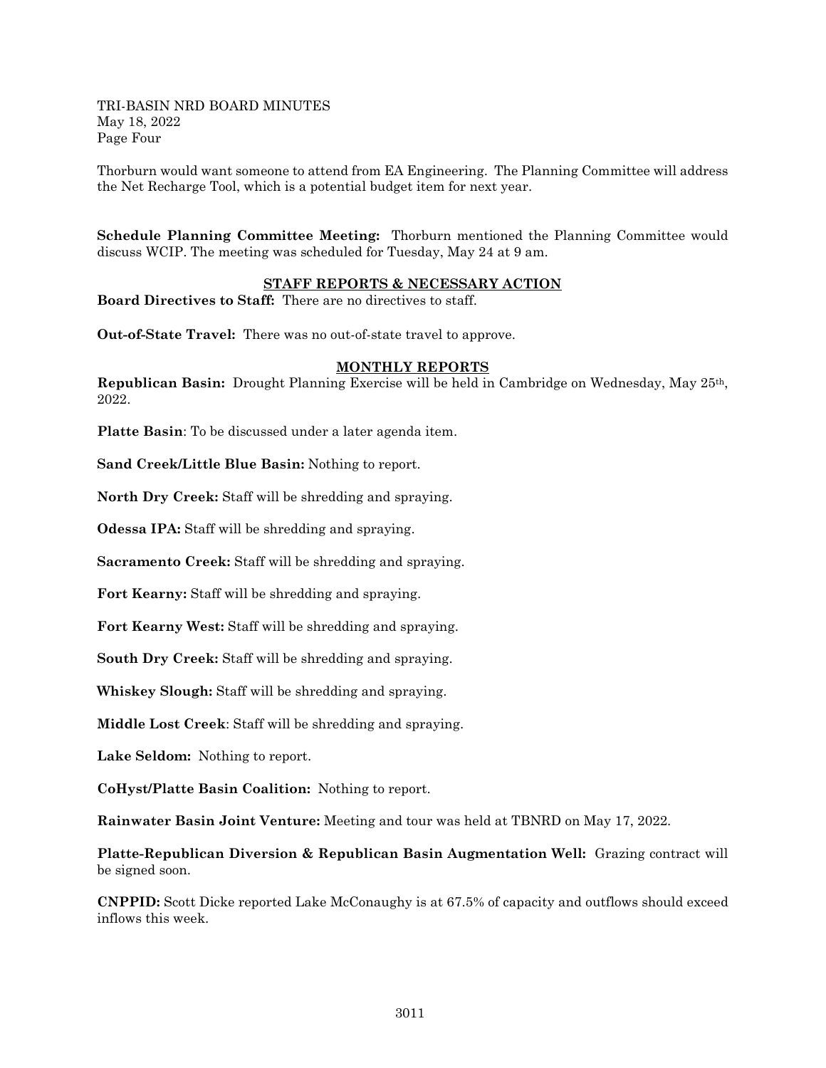Thorburn would want someone to attend from EA Engineering. The Planning Committee will address the Net Recharge Tool, which is a potential budget item for next year.

**Schedule Planning Committee Meeting:** Thorburn mentioned the Planning Committee would discuss WCIP. The meeting was scheduled for Tuesday, May 24 at 9 am.

## STAFF REPORTS & NECESSARY ACTION

**Board Directives to Staff:** There are no directives to staff.

**Out-of-State Travel:** There was no out-of-state travel to approve.

## MONTHLY REPORTS

**Republican Basin:** Drought Planning Exercise will be held in Cambridge on Wednesday, May 25th, 2022.

**Platte Basin**: To be discussed under a later agenda item.

**Sand Creek/Little Blue Basin:** Nothing to report.

**North Dry Creek:** Staff will be shredding and spraying.

**Odessa IPA:** Staff will be shredding and spraying.

**Sacramento Creek:** Staff will be shredding and spraying.

**Fort Kearny:** Staff will be shredding and spraying.

**Fort Kearny West:** Staff will be shredding and spraying.

**South Dry Creek:** Staff will be shredding and spraying.

**Whiskey Slough:** Staff will be shredding and spraying.

**Middle Lost Creek**: Staff will be shredding and spraying.

**Lake Seldom:** Nothing to report.

**CoHyst/Platte Basin Coalition:** Nothing to report.

**Rainwater Basin Joint Venture:** Meeting and tour was held at TBNRD on May 17, 2022.

**Platte-Republican Diversion & Republican Basin Augmentation Well:** Grazing contract will be signed soon.

**CNPPID:** Scott Dicke reported Lake McConaughy is at 67.5% of capacity and outflows should exceed inflows this week.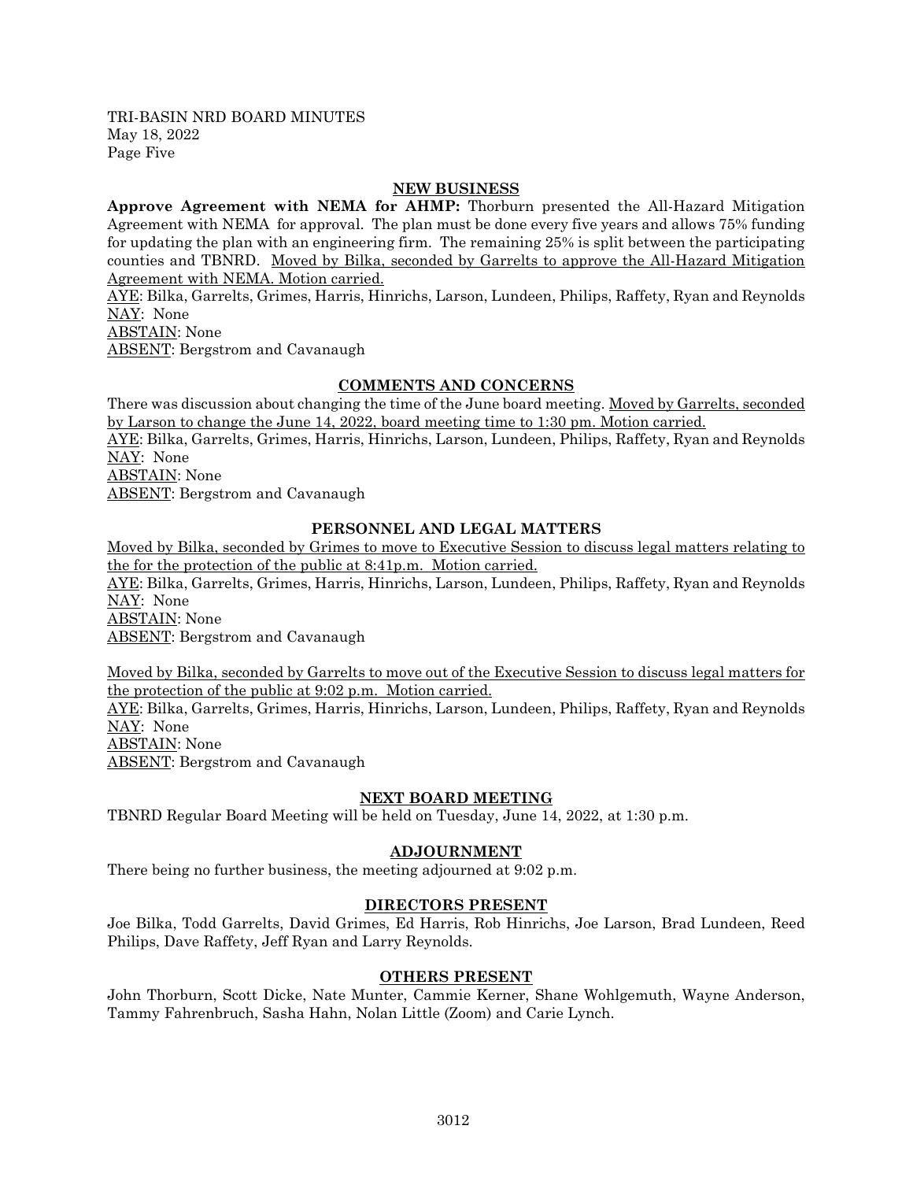## NEW BUSINESS

**Approve Agreement with NEMA for AHMP:** Thorburn presented the All-Hazard Mitigation Agreement with NEMA for approval. The plan must be done every five years and allows 75% funding for updating the plan with an engineering firm. The remaining 25% is split between the participating counties and TBNRD. Moved by Bilka, seconded by Garrelts to approve the All-Hazard Mitigation Agreement with NEMA. Motion carried.

AYE: Bilka, Garrelts, Grimes, Harris, Hinrichs, Larson, Lundeen, Philips, Raffety, Ryan and Reynolds
NAY: None
ABSTAIN: None
ABSENT: Bergstrom and Cavanaugh

## COMMENTS AND CONCERNS

There was discussion about changing the time of the June board meeting. Moved by Garrelts, seconded by Larson to change the June 14, 2022, board meeting time to 1:30 pm. Motion carried.

AYE: Bilka, Garrelts, Grimes, Harris, Hinrichs, Larson, Lundeen, Philips, Raffety, Ryan and Reynolds
NAY: None
ABSTAIN: None
ABSENT: Bergstrom and Cavanaugh

## PERSONNEL AND LEGAL MATTERS

Moved by Bilka, seconded by Grimes to move to Executive Session to discuss legal matters relating to the for the protection of the public at 8:41p.m. Motion carried.

AYE: Bilka, Garrelts, Grimes, Harris, Hinrichs, Larson, Lundeen, Philips, Raffety, Ryan and Reynolds
NAY: None
ABSTAIN: None
ABSENT: Bergstrom and Cavanaugh

Moved by Bilka, seconded by Garrelts to move out of the Executive Session to discuss legal matters for the protection of the public at 9:02 p.m. Motion carried.

AYE: Bilka, Garrelts, Grimes, Harris, Hinrichs, Larson, Lundeen, Philips, Raffety, Ryan and Reynolds
NAY: None
ABSTAIN: None
ABSENT: Bergstrom and Cavanaugh

## NEXT BOARD MEETING

TBNRD Regular Board Meeting will be held on Tuesday, June 14, 2022, at 1:30 p.m.

## ADJOURNMENT

There being no further business, the meeting adjourned at 9:02 p.m.

## DIRECTORS PRESENT

Joe Bilka, Todd Garrelts, David Grimes, Ed Harris, Rob Hinrichs, Joe Larson, Brad Lundeen, Reed Philips, Dave Raffety, Jeff Ryan and Larry Reynolds.

## OTHERS PRESENT

John Thorburn, Scott Dicke, Nate Munter, Cammie Kerner, Shane Wohlgemuth, Wayne Anderson, Tammy Fahrenbruch, Sasha Hahn, Nolan Little (Zoom) and Carie Lynch.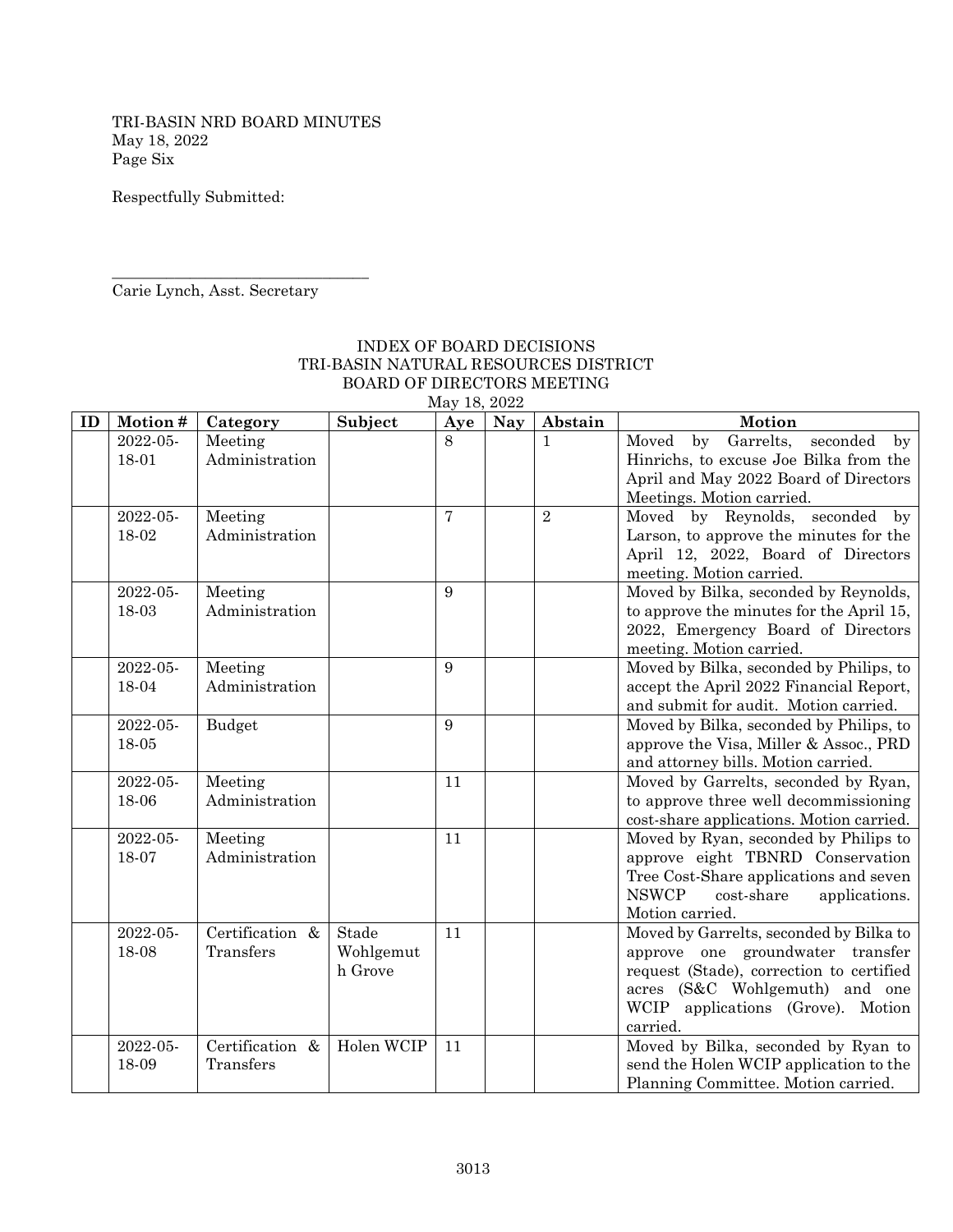TRI-BASIN NRD BOARD MINUTES
May 18, 2022
Page Six

Respectfully Submitted:

\_\_\_\_\_\_\_\_\_\_\_\_\_\_\_\_\_\_\_\_\_\_\_\_\_\_\_\_\_\_\_\_\_
Carie Lynch, Asst. Secretary

INDEX OF BOARD DECISIONS
TRI-BASIN NATURAL RESOURCES DISTRICT
BOARD OF DIRECTORS MEETING
May 18, 2022

| ID | Motion # | Category | Subject | Aye | Nay | Abstain | Motion |
|---|---|---|---|---|---|---|---|
| | 2022-05-18-01 | Meeting Administration | | 8 | | 1 | Moved by Garrelts, seconded by Hinrichs, to excuse Joe Bilka from the April and May 2022 Board of Directors Meetings. Motion carried. |
| | 2022-05-18-02 | Meeting Administration | | 7 | | 2 | Moved by Reynolds, seconded by Larson, to approve the minutes for the April 12, 2022, Board of Directors meeting. Motion carried. |
| | 2022-05-18-03 | Meeting Administration | | 9 | | | Moved by Bilka, seconded by Reynolds, to approve the minutes for the April 15, 2022, Emergency Board of Directors meeting. Motion carried. |
| | 2022-05-18-04 | Meeting Administration | | 9 | | | Moved by Bilka, seconded by Philips, to accept the April 2022 Financial Report, and submit for audit. Motion carried. |
| | 2022-05-18-05 | Budget | | 9 | | | Moved by Bilka, seconded by Philips, to approve the Visa, Miller & Assoc., PRD and attorney bills. Motion carried. |
| | 2022-05-18-06 | Meeting Administration | | 11 | | | Moved by Garrelts, seconded by Ryan, to approve three well decommissioning cost-share applications. Motion carried. |
| | 2022-05-18-07 | Meeting Administration | | 11 | | | Moved by Ryan, seconded by Philips to approve eight TBNRD Conservation Tree Cost-Share applications and seven NSWCP cost-share applications. Motion carried. |
| | 2022-05-18-08 | Certification & Transfers | Stade Wohlgemuth Grove | 11 | | | Moved by Garrelts, seconded by Bilka to approve one groundwater transfer request (Stade), correction to certified acres (S&C Wohlgemuth) and one WCIP applications (Grove). Motion carried. |
| | 2022-05-18-09 | Certification & Transfers | Holen WCIP | 11 | | | Moved by Bilka, seconded by Ryan to send the Holen WCIP application to the Planning Committee. Motion carried. |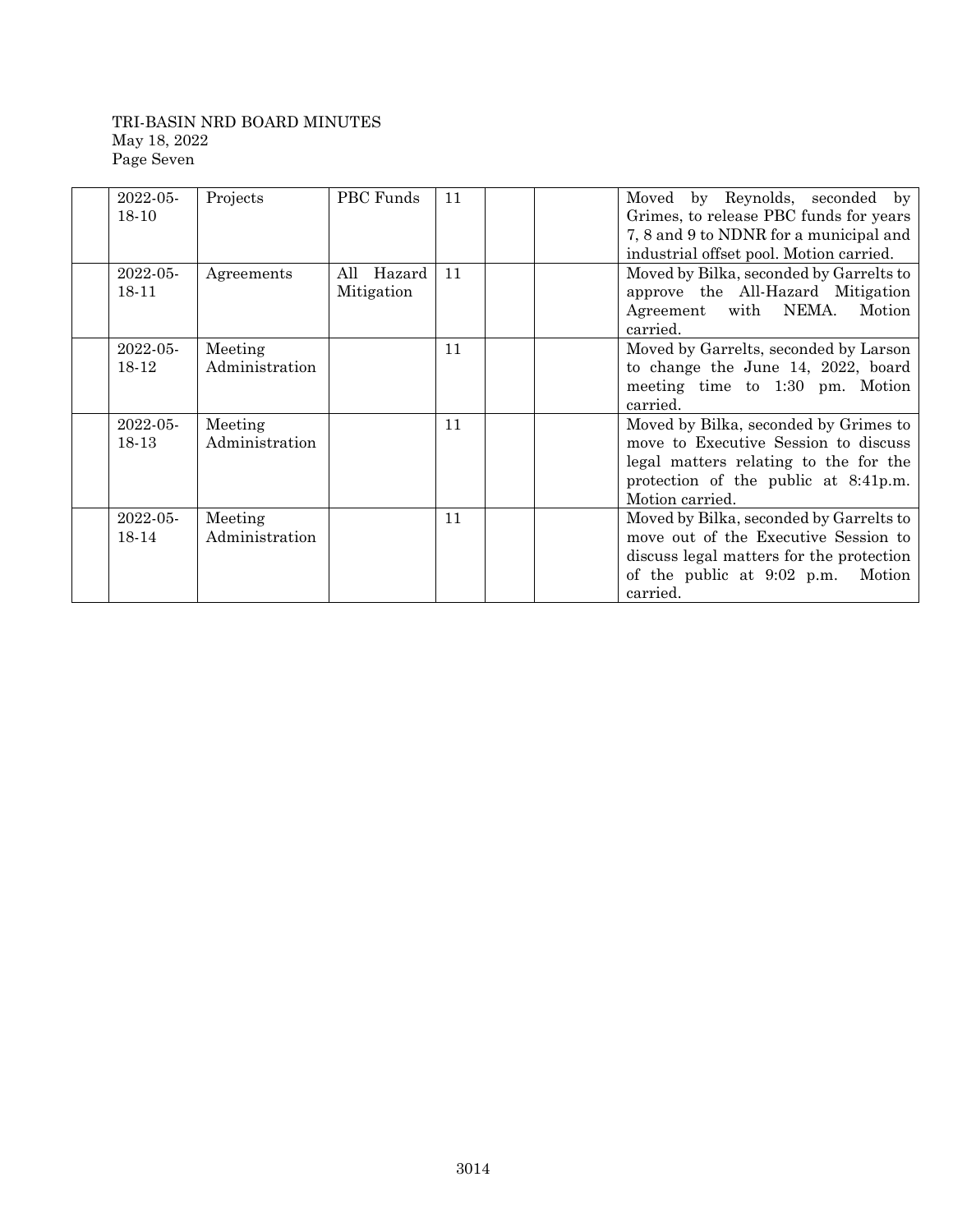TRI-BASIN NRD BOARD MINUTES
May 18, 2022
Page Seven

| | | | | | | | |
|---|---|---|---|---|---|---|---|
| | 2022-05-18-10 | Projects | PBC Funds | 11 | | | Moved by Reynolds, seconded by Grimes, to release PBC funds for years 7, 8 and 9 to NDNR for a municipal and industrial offset pool. Motion carried. |
| | 2022-05-18-11 | Agreements | All Hazard Mitigation | 11 | | | Moved by Bilka, seconded by Garrelts to approve the All-Hazard Mitigation Agreement with NEMA. Motion carried. |
| | 2022-05-18-12 | Meeting Administration | | 11 | | | Moved by Garrelts, seconded by Larson to change the June 14, 2022, board meeting time to 1:30 pm. Motion carried. |
| | 2022-05-18-13 | Meeting Administration | | 11 | | | Moved by Bilka, seconded by Grimes to move to Executive Session to discuss legal matters relating to the for the protection of the public at 8:41p.m. Motion carried. |
| | 2022-05-18-14 | Meeting Administration | | 11 | | | Moved by Bilka, seconded by Garrelts to move out of the Executive Session to discuss legal matters for the protection of the public at 9:02 p.m. Motion carried. |

3014